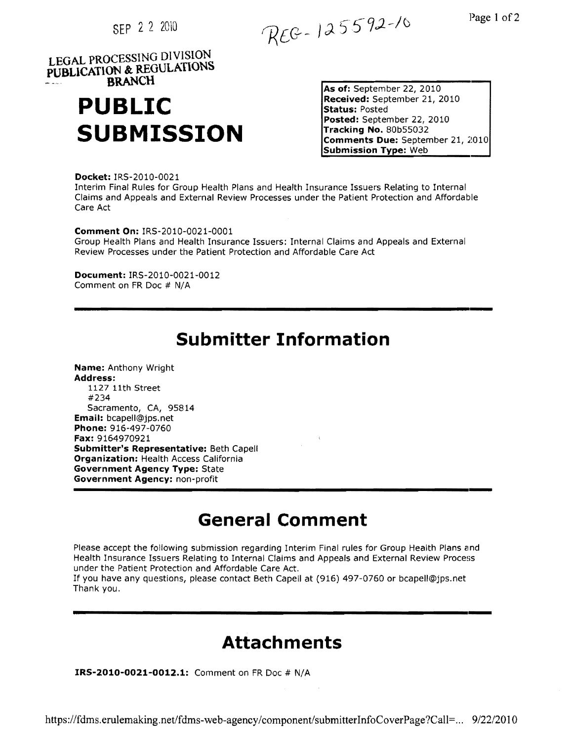SEP 2 2 2010

REG-125592-10

LEGAL PROCESSING DIVISION
PUBLICATION & REGULATIONS
BRANCH

# PUBLIC SUBMISSION

**As of:** September 22, 2010
**Received:** September 21, 2010
**Status:** Posted
**Posted:** September 22, 2010
**Tracking No.** 80b55032
**Comments Due:** September 21, 2010
**Submission Type:** Web

**Docket:** IRS-2010-0021
Interim Final Rules for Group Health Plans and Health Insurance Issuers Relating to Internal Claims and Appeals and External Review Processes under the Patient Protection and Affordable Care Act

**Comment On:** IRS-2010-0021-0001
Group Health Plans and Health Insurance Issuers: Internal Claims and Appeals and External Review Processes under the Patient Protection and Affordable Care Act

**Document:** IRS-2010-0021-0012
Comment on FR Doc # N/A

## Submitter Information

**Name:** Anthony Wright
**Address:**
1127 11th Street
#234
Sacramento, CA, 95814
**Email:** bcapell@jps.net
**Phone:** 916-497-0760
**Fax:** 9164970921
**Submitter's Representative:** Beth Capell
**Organization:** Health Access California
**Government Agency Type:** State
**Government Agency:** non-profit

## General Comment

Please accept the following submission regarding Interim Final rules for Group Health Plans and Health Insurance Issuers Relating to Internal Claims and Appeals and External Review Process under the Patient Protection and Affordable Care Act.
If you have any questions, please contact Beth Capell at (916) 497-0760 or bcapell@jps.net
Thank you.

## Attachments

**IRS-2010-0021-0012.1:** Comment on FR Doc # N/A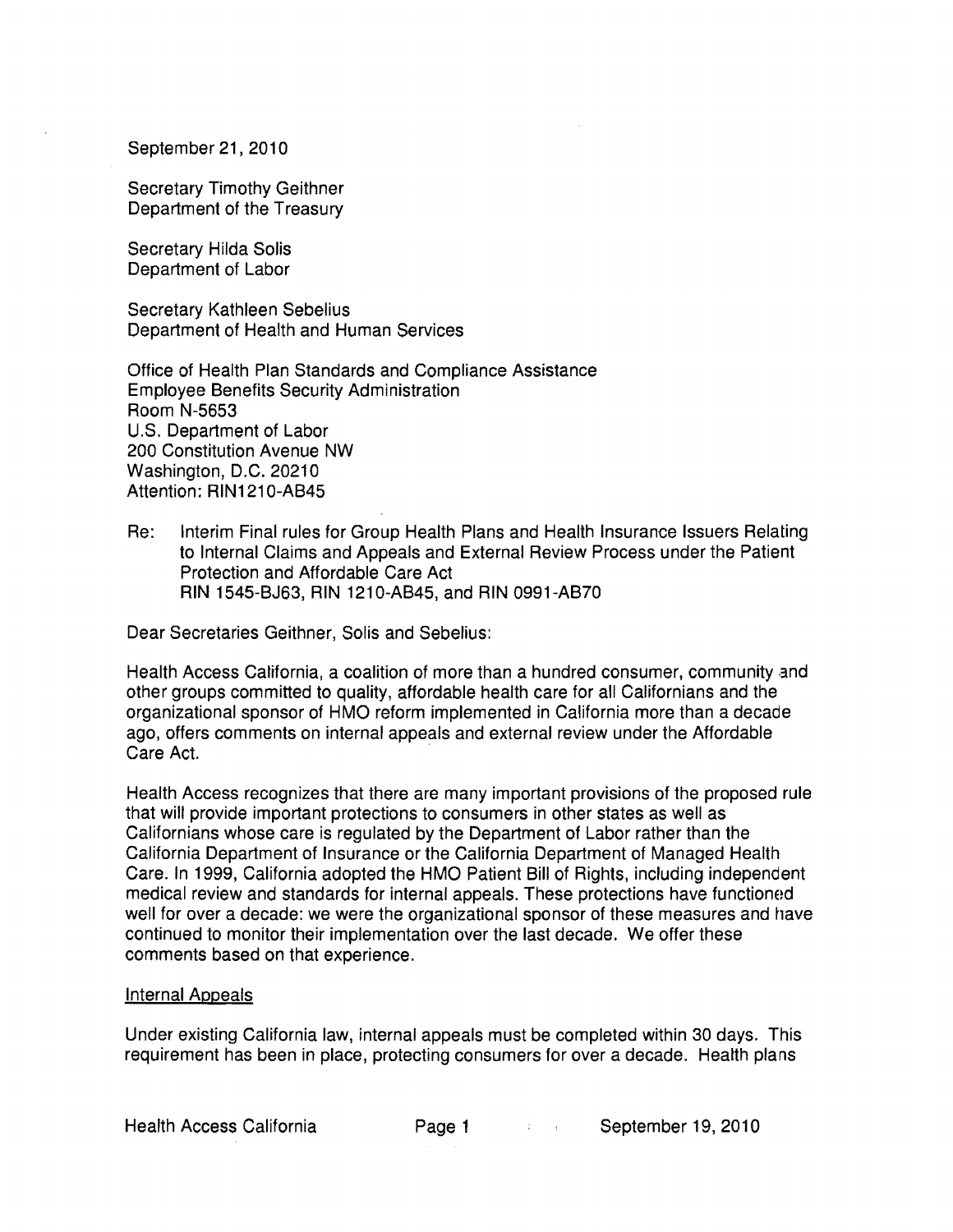September 21, 2010

Secretary Timothy Geithner
Department of the Treasury

Secretary Hilda Solis
Department of Labor

Secretary Kathleen Sebelius
Department of Health and Human Services

Office of Health Plan Standards and Compliance Assistance
Employee Benefits Security Administration
Room N-5653
U.S. Department of Labor
200 Constitution Avenue NW
Washington, D.C. 20210
Attention: RIN1210-AB45

Re: Interim Final rules for Group Health Plans and Health Insurance Issuers Relating to Internal Claims and Appeals and External Review Process under the Patient Protection and Affordable Care Act
RIN 1545-BJ63, RIN 1210-AB45, and RIN 0991-AB70

Dear Secretaries Geithner, Solis and Sebelius:

Health Access California, a coalition of more than a hundred consumer, community and other groups committed to quality, affordable health care for all Californians and the organizational sponsor of HMO reform implemented in California more than a decade ago, offers comments on internal appeals and external review under the Affordable Care Act.

Health Access recognizes that there are many important provisions of the proposed rule that will provide important protections to consumers in other states as well as Californians whose care is regulated by the Department of Labor rather than the California Department of Insurance or the California Department of Managed Health Care. In 1999, California adopted the HMO Patient Bill of Rights, including independent medical review and standards for internal appeals. These protections have functioned well for over a decade: we were the organizational sponsor of these measures and have continued to monitor their implementation over the last decade. We offer these comments based on that experience.

Internal Appeals

Under existing California law, internal appeals must be completed within 30 days. This requirement has been in place, protecting consumers for over a decade. Health plans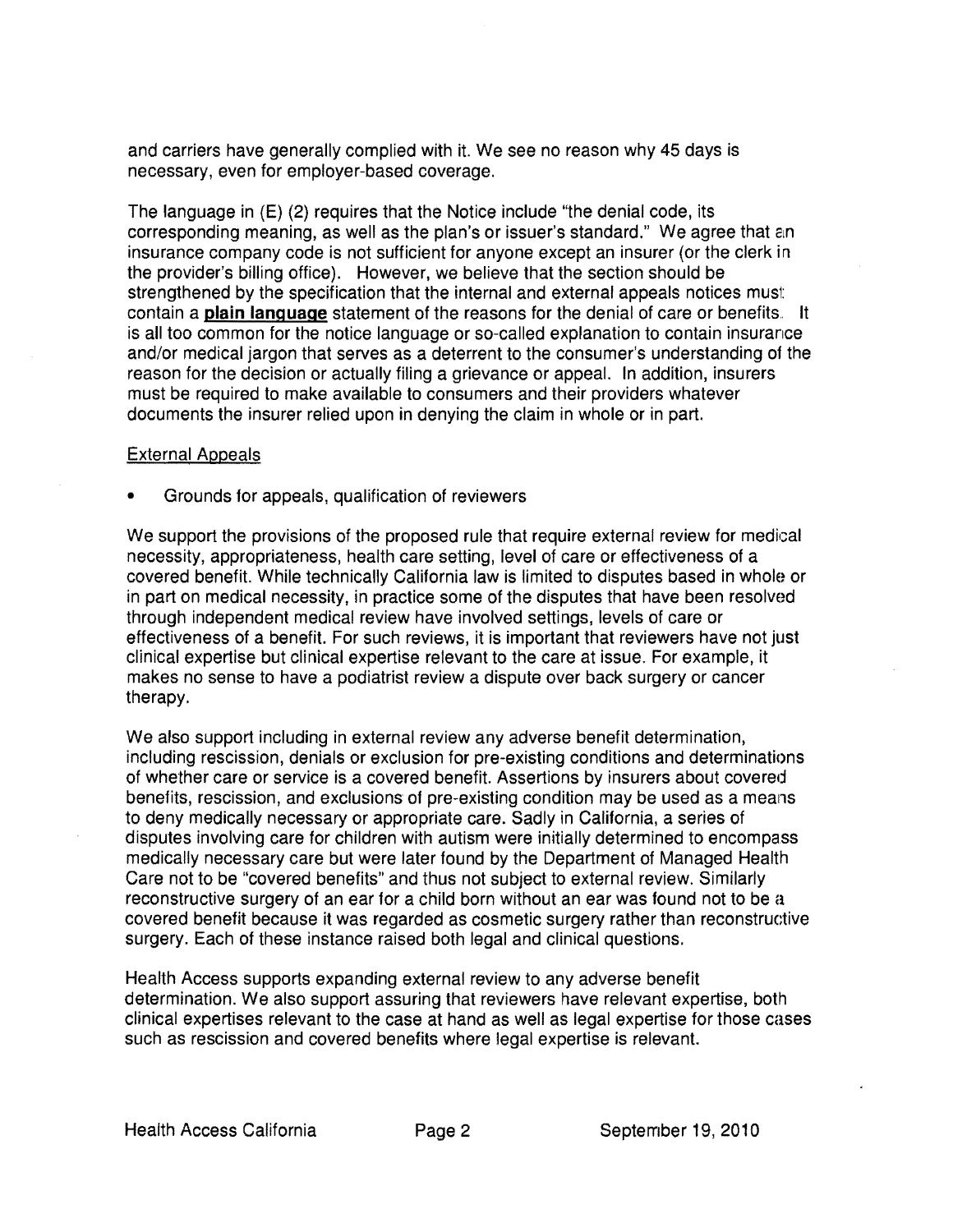and carriers have generally complied with it. We see no reason why 45 days is necessary, even for employer-based coverage.

The language in (E) (2) requires that the Notice include "the denial code, its corresponding meaning, as well as the plan's or issuer's standard." We agree that an insurance company code is not sufficient for anyone except an insurer (or the clerk in the provider's billing office). However, we believe that the section should be strengthened by the specification that the internal and external appeals notices must contain a **plain language** statement of the reasons for the denial of care or benefits. It is all too common for the notice language or so-called explanation to contain insurance and/or medical jargon that serves as a deterrent to the consumer's understanding of the reason for the decision or actually filing a grievance or appeal. In addition, insurers must be required to make available to consumers and their providers whatever documents the insurer relied upon in denying the claim in whole or in part.

External Appeals

- Grounds for appeals, qualification of reviewers

We support the provisions of the proposed rule that require external review for medical necessity, appropriateness, health care setting, level of care or effectiveness of a covered benefit. While technically California law is limited to disputes based in whole or in part on medical necessity, in practice some of the disputes that have been resolved through independent medical review have involved settings, levels of care or effectiveness of a benefit. For such reviews, it is important that reviewers have not just clinical expertise but clinical expertise relevant to the care at issue. For example, it makes no sense to have a podiatrist review a dispute over back surgery or cancer therapy.

We also support including in external review any adverse benefit determination, including rescission, denials or exclusion for pre-existing conditions and determinations of whether care or service is a covered benefit. Assertions by insurers about covered benefits, rescission, and exclusions of pre-existing condition may be used as a means to deny medically necessary or appropriate care. Sadly in California, a series of disputes involving care for children with autism were initially determined to encompass medically necessary care but were later found by the Department of Managed Health Care not to be "covered benefits" and thus not subject to external review. Similarly reconstructive surgery of an ear for a child born without an ear was found not to be a covered benefit because it was regarded as cosmetic surgery rather than reconstructive surgery. Each of these instance raised both legal and clinical questions.

Health Access supports expanding external review to any adverse benefit determination. We also support assuring that reviewers have relevant expertise, both clinical expertises relevant to the case at hand as well as legal expertise for those cases such as rescission and covered benefits where legal expertise is relevant.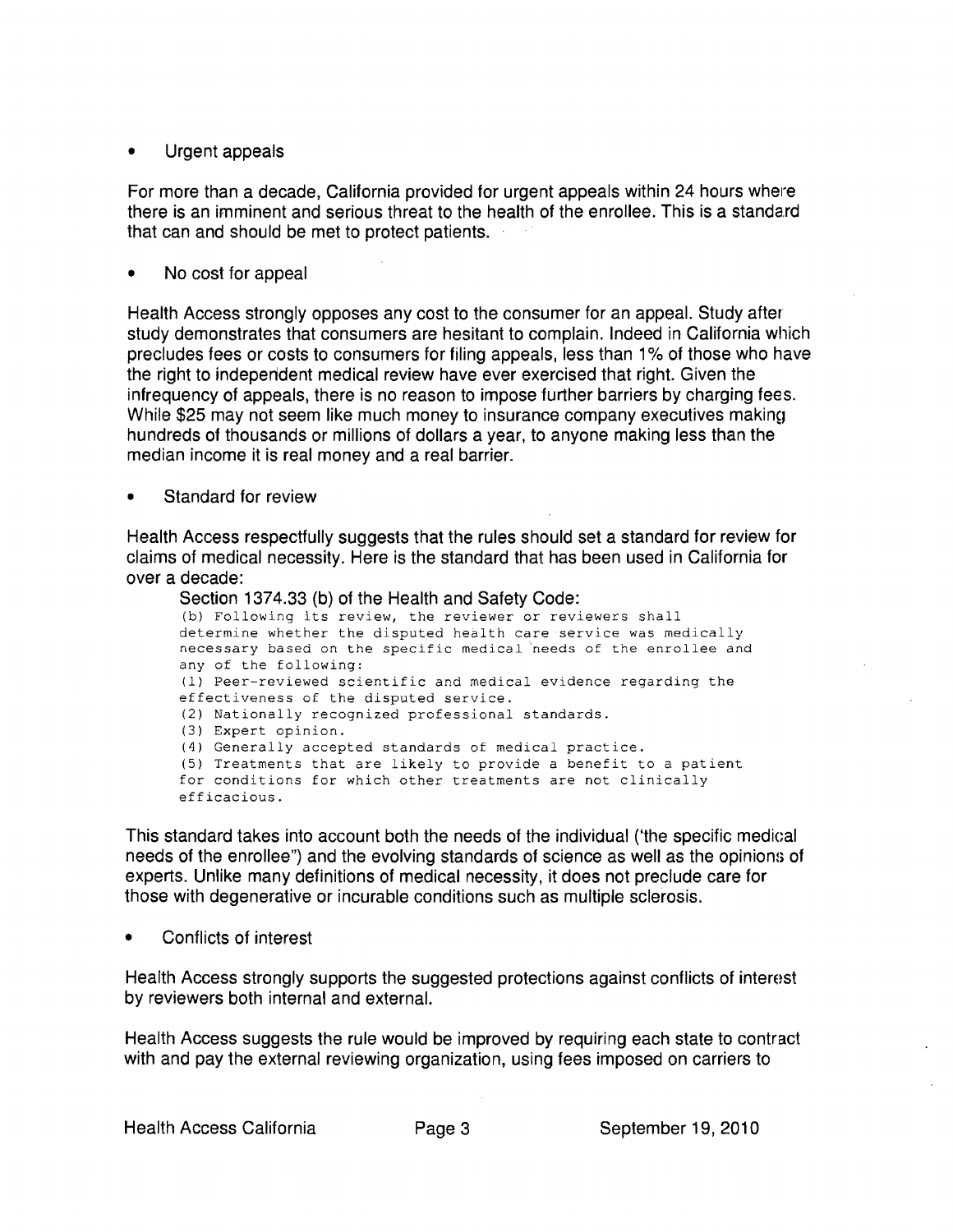- Urgent appeals

For more than a decade, California provided for urgent appeals within 24 hours where there is an imminent and serious threat to the health of the enrollee. This is a standard that can and should be met to protect patients.

- No cost for appeal

Health Access strongly opposes any cost to the consumer for an appeal. Study after study demonstrates that consumers are hesitant to complain. Indeed in California which precludes fees or costs to consumers for filing appeals, less than 1% of those who have the right to independent medical review have ever exercised that right. Given the infrequency of appeals, there is no reason to impose further barriers by charging fees. While $25 may not seem like much money to insurance company executives making hundreds of thousands or millions of dollars a year, to anyone making less than the median income it is real money and a real barrier.

- Standard for review

Health Access respectfully suggests that the rules should set a standard for review for claims of medical necessity. Here is the standard that has been used in California for over a decade:

> Section 1374.33 (b) of the Health and Safety Code:
>
> (b) Following its review, the reviewer or reviewers shall determine whether the disputed health care service was medically necessary based on the specific medical needs of the enrollee and any of the following:
>
> (1) Peer-reviewed scientific and medical evidence regarding the effectiveness of the disputed service.
>
> (2) Nationally recognized professional standards.
>
> (3) Expert opinion.
>
> (4) Generally accepted standards of medical practice.
>
> (5) Treatments that are likely to provide a benefit to a patient for conditions for which other treatments are not clinically efficacious.

This standard takes into account both the needs of the individual ('the specific medical needs of the enrollee") and the evolving standards of science as well as the opinions of experts. Unlike many definitions of medical necessity, it does not preclude care for those with degenerative or incurable conditions such as multiple sclerosis.

- Conflicts of interest

Health Access strongly supports the suggested protections against conflicts of interest by reviewers both internal and external.

Health Access suggests the rule would be improved by requiring each state to contract with and pay the external reviewing organization, using fees imposed on carriers to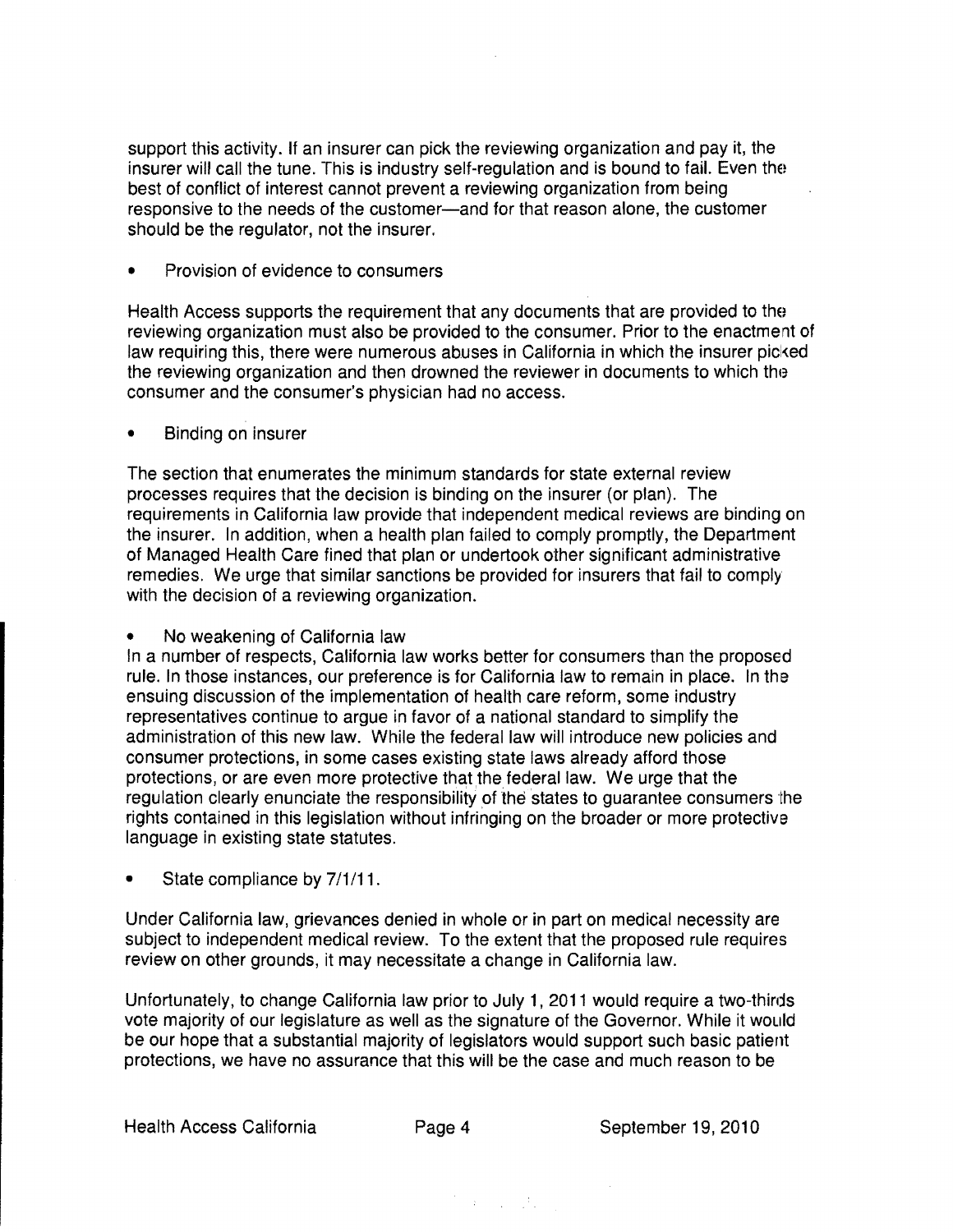support this activity. If an insurer can pick the reviewing organization and pay it, the insurer will call the tune. This is industry self-regulation and is bound to fail. Even the best of conflict of interest cannot prevent a reviewing organization from being responsive to the needs of the customer—and for that reason alone, the customer should be the regulator, not the insurer.

- Provision of evidence to consumers

Health Access supports the requirement that any documents that are provided to the reviewing organization must also be provided to the consumer. Prior to the enactment of law requiring this, there were numerous abuses in California in which the insurer picked the reviewing organization and then drowned the reviewer in documents to which the consumer and the consumer's physician had no access.

- Binding on insurer

The section that enumerates the minimum standards for state external review processes requires that the decision is binding on the insurer (or plan). The requirements in California law provide that independent medical reviews are binding on the insurer. In addition, when a health plan failed to comply promptly, the Department of Managed Health Care fined that plan or undertook other significant administrative remedies. We urge that similar sanctions be provided for insurers that fail to comply with the decision of a reviewing organization.

- No weakening of California law

In a number of respects, California law works better for consumers than the proposed rule. In those instances, our preference is for California law to remain in place. In the ensuing discussion of the implementation of health care reform, some industry representatives continue to argue in favor of a national standard to simplify the administration of this new law. While the federal law will introduce new policies and consumer protections, in some cases existing state laws already afford those protections, or are even more protective that the federal law. We urge that the regulation clearly enunciate the responsibility of the states to guarantee consumers the rights contained in this legislation without infringing on the broader or more protective language in existing state statutes.

- State compliance by 7/1/11.

Under California law, grievances denied in whole or in part on medical necessity are subject to independent medical review. To the extent that the proposed rule requires review on other grounds, it may necessitate a change in California law.

Unfortunately, to change California law prior to July 1, 2011 would require a two-thirds vote majority of our legislature as well as the signature of the Governor. While it would be our hope that a substantial majority of legislators would support such basic patient protections, we have no assurance that this will be the case and much reason to be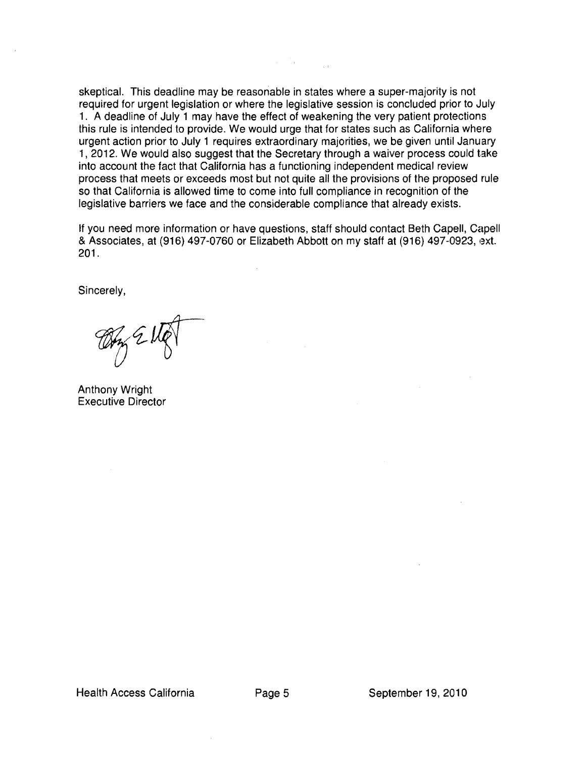skeptical. This deadline may be reasonable in states where a super-majority is not required for urgent legislation or where the legislative session is concluded prior to July 1. A deadline of July 1 may have the effect of weakening the very patient protections this rule is intended to provide. We would urge that for states such as California where urgent action prior to July 1 requires extraordinary majorities, we be given until January 1, 2012. We would also suggest that the Secretary through a waiver process could take into account the fact that California has a functioning independent medical review process that meets or exceeds most but not quite all the provisions of the proposed rule so that California is allowed time to come into full compliance in recognition of the legislative barriers we face and the considerable compliance that already exists.

If you need more information or have questions, staff should contact Beth Capell, Capell & Associates, at (916) 497-0760 or Elizabeth Abbott on my staff at (916) 497-0923, ext. 201.

Sincerely,

Anthony Wright
Executive Director